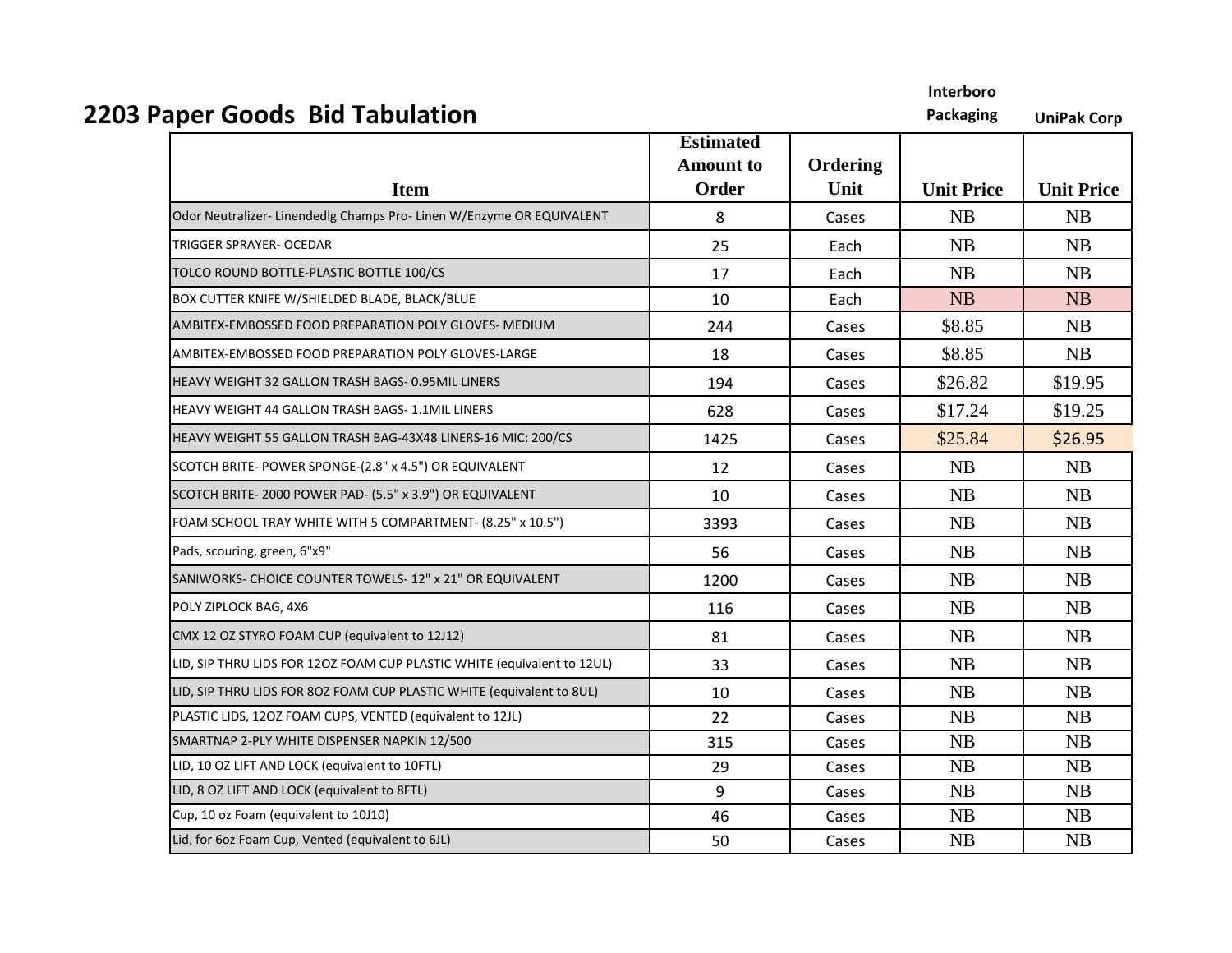# 2203 Paper Goods Bid Tabulation

| Item | Estimated Amount to Order | Ordering Unit | Interboro Packaging Unit Price | UniPak Corp Unit Price |
|---|---|---|---|---|
| Odor Neutralizer- Linendedlg Champs Pro- Linen W/Enzyme OR EQUIVALENT | 8 | Cases | NB | NB |
| TRIGGER SPRAYER- OCEDAR | 25 | Each | NB | NB |
| TOLCO ROUND BOTTLE-PLASTIC BOTTLE 100/CS | 17 | Each | NB | NB |
| BOX CUTTER KNIFE W/SHIELDED BLADE, BLACK/BLUE | 10 | Each | NB | NB |
| AMBITEX-EMBOSSED FOOD PREPARATION POLY GLOVES- MEDIUM | 244 | Cases | $8.85 | NB |
| AMBITEX-EMBOSSED FOOD PREPARATION POLY GLOVES-LARGE | 18 | Cases | $8.85 | NB |
| HEAVY WEIGHT 32 GALLON TRASH BAGS- 0.95MIL LINERS | 194 | Cases | $26.82 | $19.95 |
| HEAVY WEIGHT 44 GALLON TRASH BAGS- 1.1MIL LINERS | 628 | Cases | $17.24 | $19.25 |
| HEAVY WEIGHT 55 GALLON TRASH BAG-43X48 LINERS-16 MIC: 200/CS | 1425 | Cases | $25.84 | $26.95 |
| SCOTCH BRITE- POWER SPONGE-(2.8" x 4.5") OR EQUIVALENT | 12 | Cases | NB | NB |
| SCOTCH BRITE- 2000 POWER PAD- (5.5" x 3.9") OR EQUIVALENT | 10 | Cases | NB | NB |
| FOAM SCHOOL TRAY WHITE WITH 5 COMPARTMENT- (8.25" x 10.5") | 3393 | Cases | NB | NB |
| Pads, scouring, green, 6"x9" | 56 | Cases | NB | NB |
| SANIWORKS- CHOICE COUNTER TOWELS- 12" x 21" OR EQUIVALENT | 1200 | Cases | NB | NB |
| POLY ZIPLOCK BAG, 4X6 | 116 | Cases | NB | NB |
| CMX 12 OZ STYRO FOAM CUP (equivalent to 12J12) | 81 | Cases | NB | NB |
| LID, SIP THRU LIDS FOR 12OZ FOAM CUP PLASTIC WHITE (equivalent to 12UL) | 33 | Cases | NB | NB |
| LID, SIP THRU LIDS FOR 8OZ FOAM CUP PLASTIC WHITE (equivalent to 8UL) | 10 | Cases | NB | NB |
| PLASTIC LIDS, 12OZ FOAM CUPS, VENTED (equivalent to 12JL) | 22 | Cases | NB | NB |
| SMARTNAP 2-PLY WHITE DISPENSER NAPKIN 12/500 | 315 | Cases | NB | NB |
| LID, 10 OZ LIFT AND LOCK (equivalent to 10FTL) | 29 | Cases | NB | NB |
| LID, 8 OZ LIFT AND LOCK (equivalent to 8FTL) | 9 | Cases | NB | NB |
| Cup, 10 oz Foam (equivalent to 10J10) | 46 | Cases | NB | NB |
| Lid, for 6oz Foam Cup, Vented (equivalent to 6JL) | 50 | Cases | NB | NB |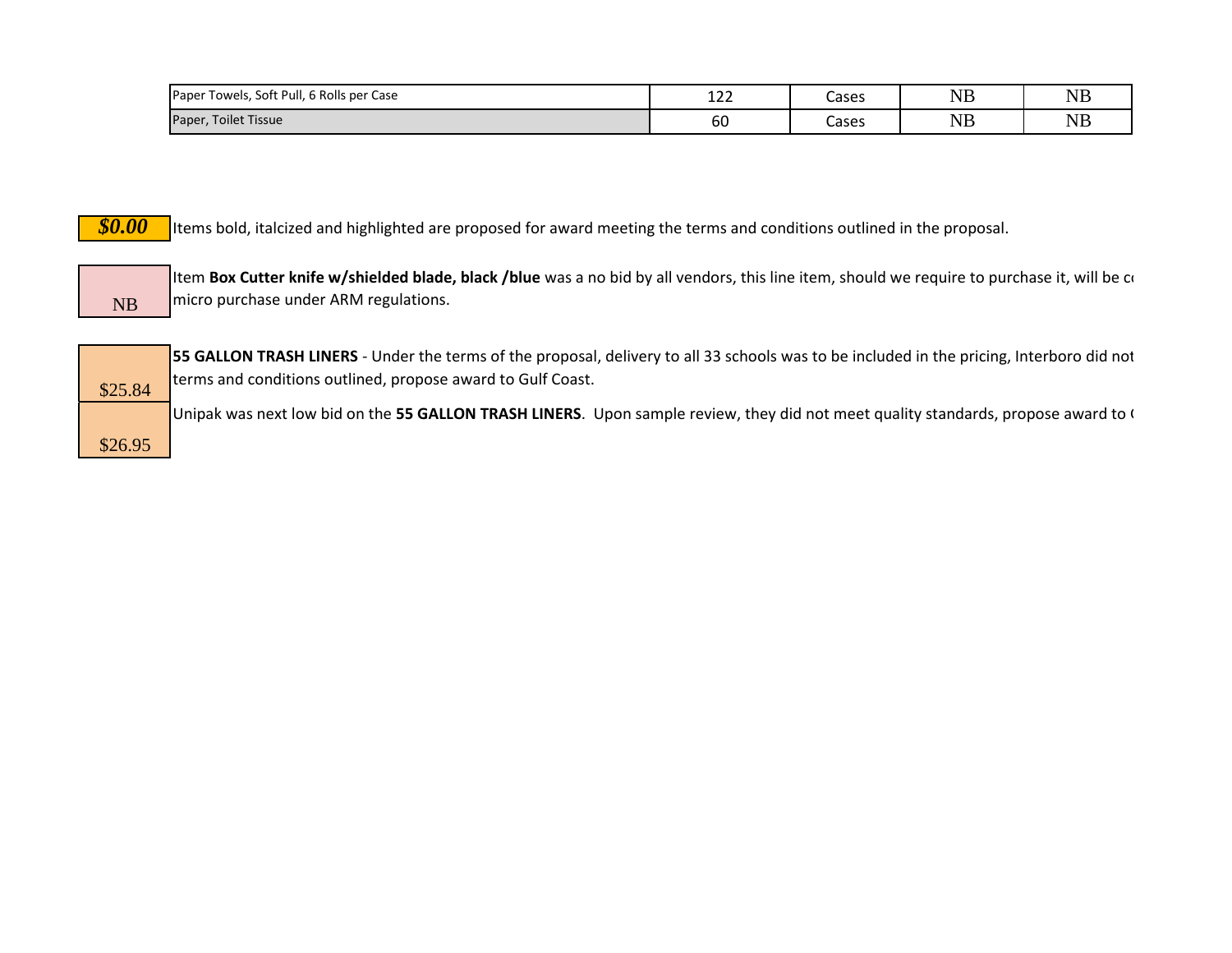| Paper Towels, Soft Pull, 6 Rolls per Case | 122 | Cases | NB | NB |
|---|---|---|---|---|
| Paper, Toilet Tissue | 60 | Cases | NB | NB |

| Legend | Description |
|---|---|
| ***$0.00*** | Items bold, italcized and highlighted are proposed for award meeting the terms and conditions outlined in the proposal. |
| NB | Item **Box Cutter knife w/shielded blade, black /blue** was a no bid by all vendors, this line item, should we require to purchase it, will be c micro purchase under ARM regulations. |
| $25.84 | **55 GALLON TRASH LINERS** - Under the terms of the proposal, delivery to all 33 schools was to be included in the pricing, Interboro did not terms and conditions outlined, propose award to Gulf Coast. |
| $26.95 | Unipak was next low bid on the **55 GALLON TRASH LINERS**. Upon sample review, they did not meet quality standards, propose award to ( |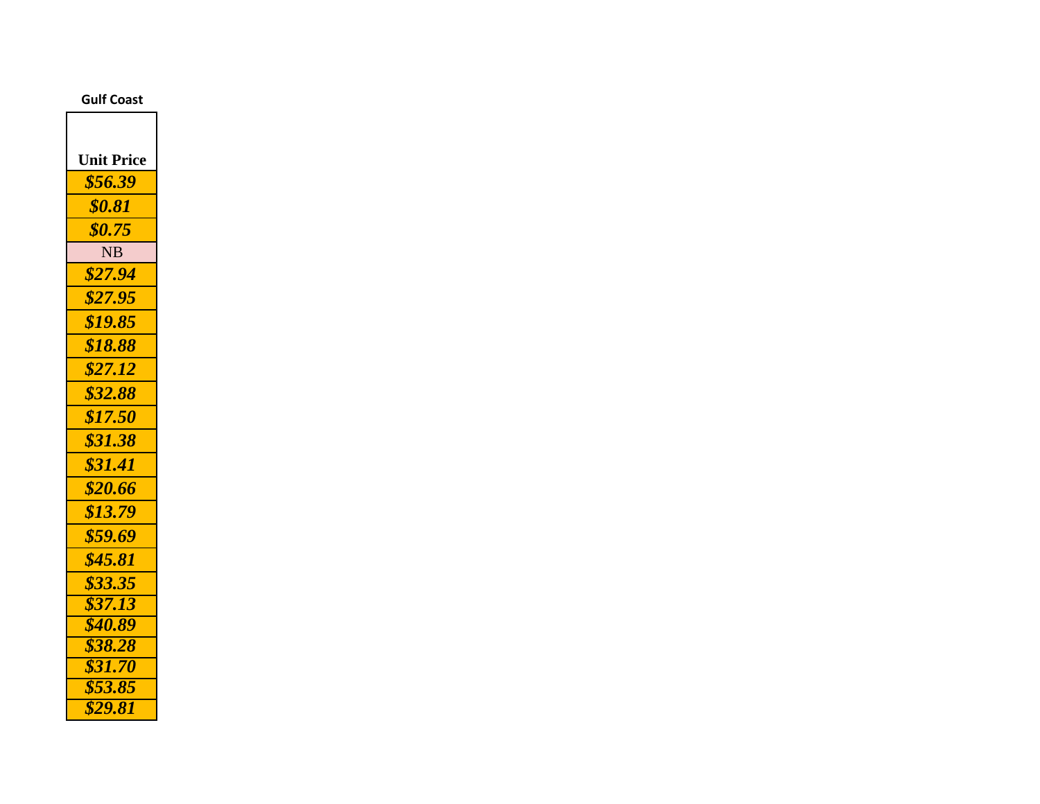**Gulf Coast**

| Unit Price |
| --- |
| ***$56.39*** |
| ***$0.81*** |
| ***$0.75*** |
| NB |
| ***$27.94*** |
| ***$27.95*** |
| ***$19.85*** |
| ***$18.88*** |
| ***$27.12*** |
| ***$32.88*** |
| ***$17.50*** |
| ***$31.38*** |
| ***$31.41*** |
| ***$20.66*** |
| ***$13.79*** |
| ***$59.69*** |
| ***$45.81*** |
| ***$33.35*** |
| ***$37.13*** |
| ***$40.89*** |
| ***$38.28*** |
| ***$31.70*** |
| ***$53.85*** |
| ***$29.81*** |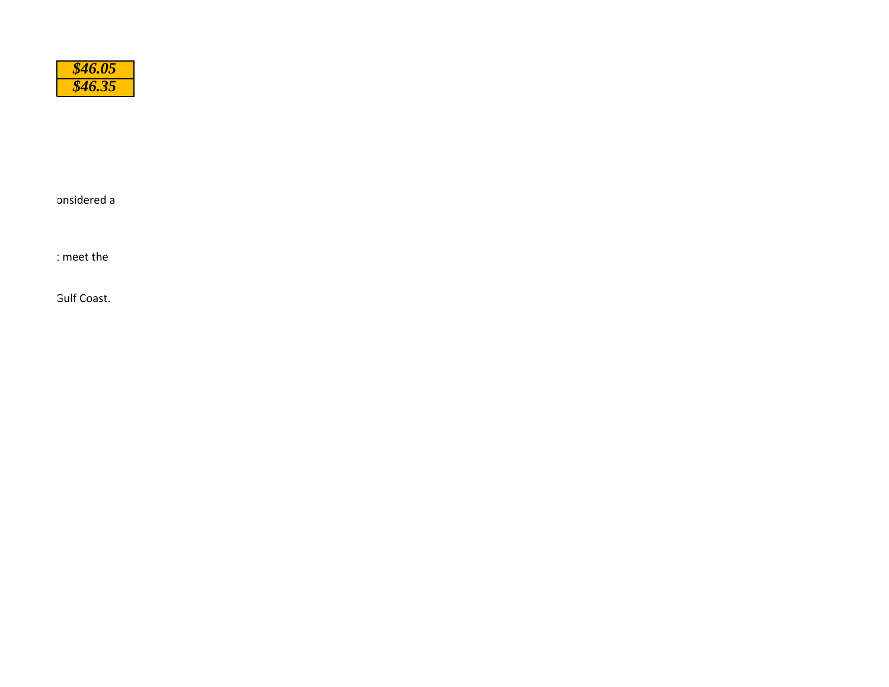| |
|---|
| ***$46.05*** |
| ***$46.35*** |

onsidered a

: meet the

Gulf Coast.